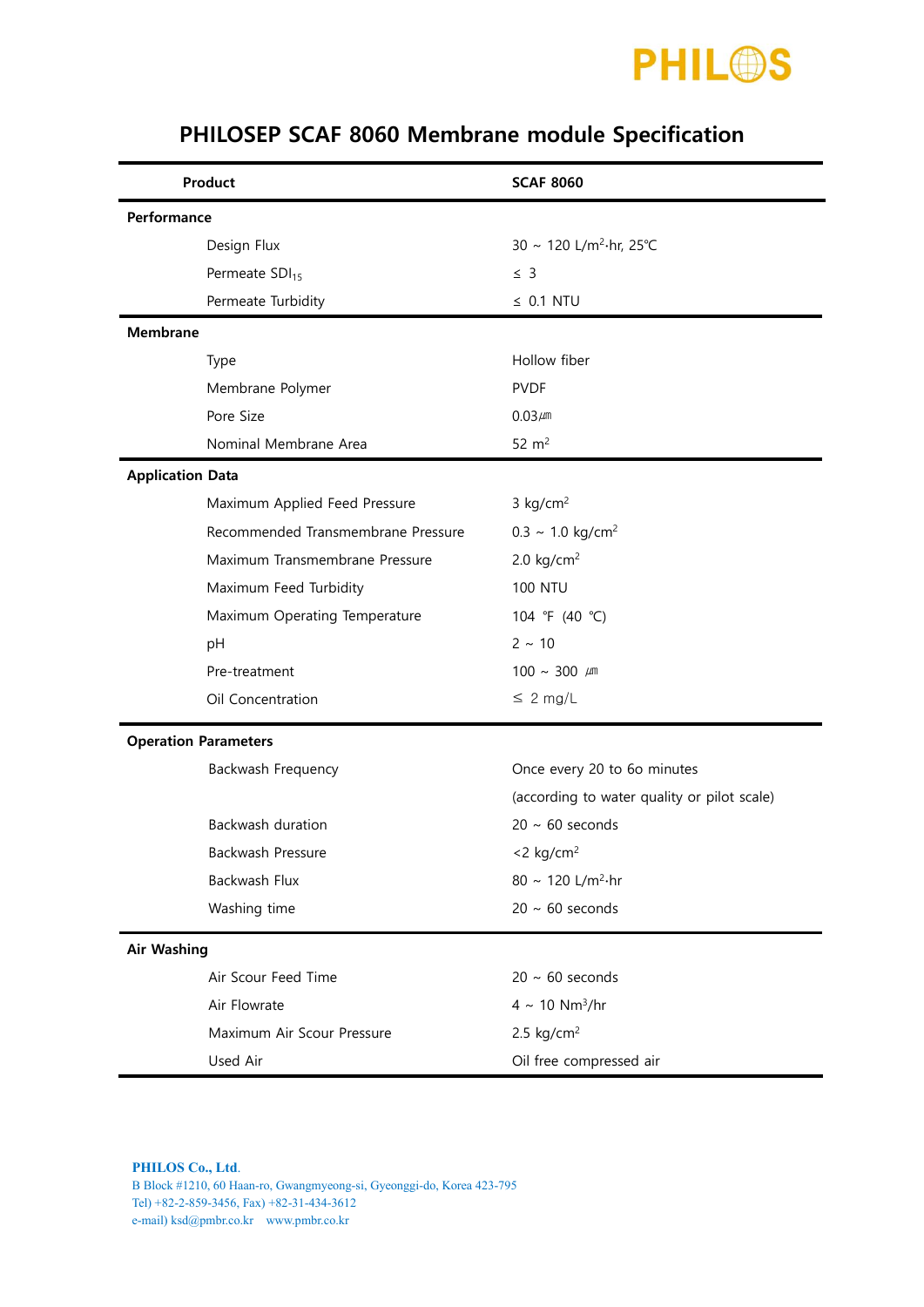PHILOS

# PHILOSEP SCAF 8060 Membrane module Specification

| Product | SCAF 8060 |
|---|---|
| **Performance** | |
| Design Flux | 30 ~ 120 L/m$^2$·hr, 25℃ |
| Permeate $SDI_{15}$ | ≤ 3 |
| Permeate Turbidity | ≤ 0.1 NTU |
| **Membrane** | |
| Type | Hollow fiber |
| Membrane Polymer | PVDF |
| Pore Size | 0.03㎛ |
| Nominal Membrane Area | 52 m$^2$ |
| **Application Data** | |
| Maximum Applied Feed Pressure | 3 kg/cm$^2$ |
| Recommended Transmembrane Pressure | 0.3 ~ 1.0 kg/cm$^2$ |
| Maximum Transmembrane Pressure | 2.0 kg/cm$^2$ |
| Maximum Feed Turbidity | 100 NTU |
| Maximum Operating Temperature | 104 ℉ (40 ℃) |
| pH | 2 ~ 10 |
| Pre-treatment | 100 ~ 300 ㎛ |
| Oil Concentration | ≤ 2 mg/L |
| **Operation Parameters** | |
| Backwash Frequency | Once every 20 to 60 minutes (according to water quality or pilot scale) |
| Backwash duration | 20 ~ 60 seconds |
| Backwash Pressure | <2 kg/cm$^2$ |
| Backwash Flux | 80 ~ 120 L/m$^2$·hr |
| Washing time | 20 ~ 60 seconds |
| **Air Washing** | |
| Air Scour Feed Time | 20 ~ 60 seconds |
| Air Flowrate | 4 ~ 10 Nm$^3$/hr |
| Maximum Air Scour Pressure | 2.5 kg/cm$^2$ |
| Used Air | Oil free compressed air |

**PHILOS Co., Ltd.**
B Block #1210, 60 Haan-ro, Gwangmyeong-si, Gyeonggi-do, Korea 423-795
Tel) +82-2-859-3456, Fax) +82-31-434-3612
e-mail) ksd@pmbr.co.kr www.pmbr.co.kr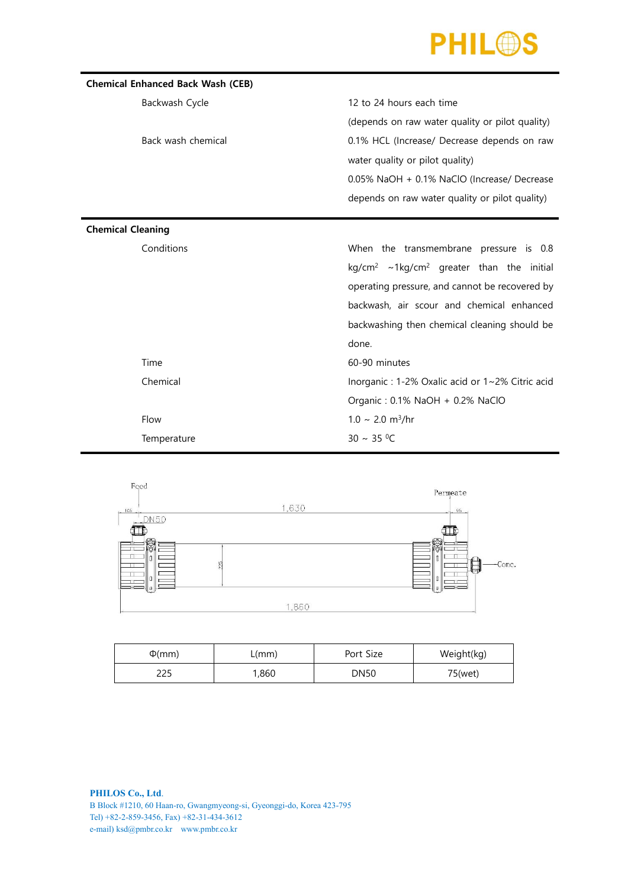## Chemical Enhanced Back Wash (CEB)

| | |
|---|---|
| Backwash Cycle | 12 to 24 hours each time (depends on raw water quality or pilot quality) |
| Back wash chemical | 0.1% HCL (Increase/ Decrease depends on raw water quality or pilot quality)<br>0.05% NaOH + 0.1% NaClO (Increase/ Decrease depends on raw water quality or pilot quality) |

## Chemical Cleaning

| | |
|---|---|
| Conditions | When the transmembrane pressure is 0.8 kg/cm$^2$ ~1kg/cm$^2$ greater than the initial operating pressure, and cannot be recovered by backwash, air scour and chemical enhanced backwashing then chemical cleaning should be done. |
| Time | 60-90 minutes |
| Chemical | Inorganic : 1-2% Oxalic acid or 1~2% Citric acid<br>Organic : 0.1% NaOH + 0.2% NaClO |
| Flow | 1.0 ~ 2.0 m$^3$/hr |
| Temperature | 30 ~ 35 $^0$C |

Feed
Permeate
105
95
1,630
DN50
225
Conc.
1,860

| Φ(mm) | L(mm) | Port Size | Weight(kg) |
|---|---|---|---|
| 225 | 1,860 | DN50 | 75(wet) |

**PHILOS Co., Ltd.**
B Block #1210, 60 Haan-ro, Gwangmyeong-si, Gyeonggi-do, Korea 423-795
Tel) +82-2-859-3456, Fax) +82-31-434-3612
e-mail) ksd@pmbr.co.kr www.pmbr.co.kr